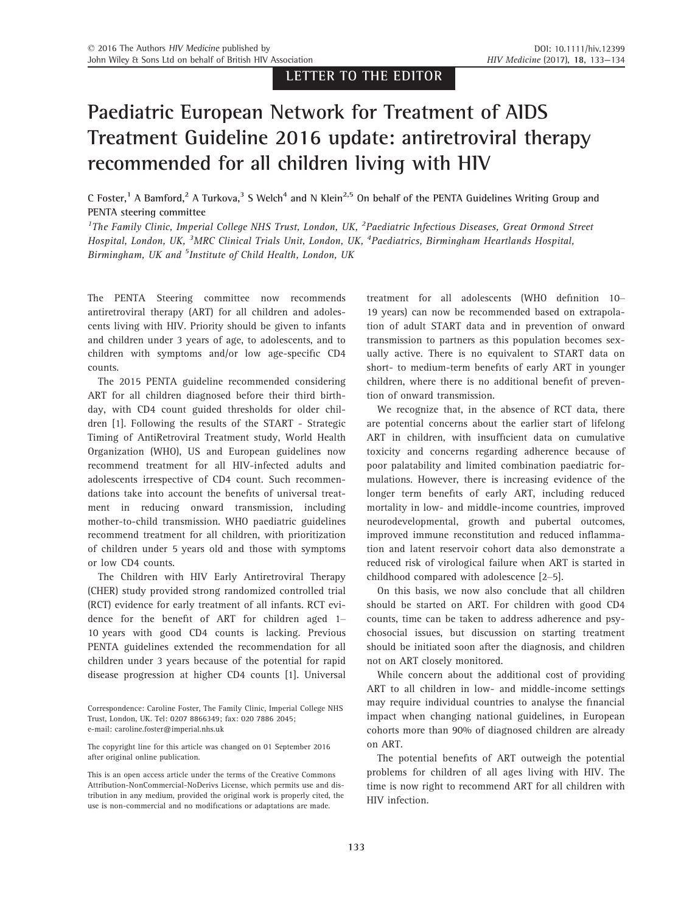LETTER TO THE EDITOR

# Paediatric European Network for Treatment of AIDS Treatment Guideline 2016 update: antiretroviral therapy recommended for all children living with HIV

C Foster,[1] A Bamford,[2] A Turkova,[3] S Welch[4] and N Klein[2,5] On behalf of the PENTA Guidelines Writing Group and PENTA steering committee

[1]The Family Clinic, Imperial College NHS Trust, London, UK, [2]Paediatric Infectious Diseases, Great Ormond Street Hospital, London, UK, [3]MRC Clinical Trials Unit, London, UK, [4]Paediatrics, Birmingham Heartlands Hospital, Birmingham, UK and [5]Institute of Child Health, London, UK

The PENTA Steering committee now recommends antiretroviral therapy (ART) for all children and adolescents living with HIV. Priority should be given to infants and children under 3 years of age, to adolescents, and to children with symptoms and/or low age-specific CD4 counts.

The 2015 PENTA guideline recommended considering ART for all children diagnosed before their third birthday, with CD4 count guided thresholds for older children [1]. Following the results of the START - Strategic Timing of AntiRetroviral Treatment study, World Health Organization (WHO), US and European guidelines now recommend treatment for all HIV-infected adults and adolescents irrespective of CD4 count. Such recommendations take into account the benefits of universal treatment in reducing onward transmission, including mother-to-child transmission. WHO paediatric guidelines recommend treatment for all children, with prioritization of children under 5 years old and those with symptoms or low CD4 counts.

The Children with HIV Early Antiretroviral Therapy (CHER) study provided strong randomized controlled trial (RCT) evidence for early treatment of all infants. RCT evidence for the benefit of ART for children aged 1–10 years with good CD4 counts is lacking. Previous PENTA guidelines extended the recommendation for all children under 3 years because of the potential for rapid disease progression at higher CD4 counts [1]. Universal treatment for all adolescents (WHO definition 10–19 years) can now be recommended based on extrapolation of adult START data and in prevention of onward transmission to partners as this population becomes sexually active. There is no equivalent to START data on short- to medium-term benefits of early ART in younger children, where there is no additional benefit of prevention of onward transmission.

We recognize that, in the absence of RCT data, there are potential concerns about the earlier start of lifelong ART in children, with insufficient data on cumulative toxicity and concerns regarding adherence because of poor palatability and limited combination paediatric formulations. However, there is increasing evidence of the longer term benefits of early ART, including reduced mortality in low- and middle-income countries, improved neurodevelopmental, growth and pubertal outcomes, improved immune reconstitution and reduced inflammation and latent reservoir cohort data also demonstrate a reduced risk of virological failure when ART is started in childhood compared with adolescence [2–5].

On this basis, we now also conclude that all children should be started on ART. For children with good CD4 counts, time can be taken to address adherence and psychosocial issues, but discussion on starting treatment should be initiated soon after the diagnosis, and children not on ART closely monitored.

While concern about the additional cost of providing ART to all children in low- and middle-income settings may require individual countries to analyse the financial impact when changing national guidelines, in European cohorts more than 90% of diagnosed children are already on ART.

The potential benefits of ART outweigh the potential problems for children of all ages living with HIV. The time is now right to recommend ART for all children with HIV infection.

Correspondence: Caroline Foster, The Family Clinic, Imperial College NHS Trust, London, UK. Tel: 0207 8866349; fax: 020 7886 2045; e-mail: caroline.foster@imperial.nhs.uk

The copyright line for this article was changed on 01 September 2016 after original online publication.

This is an open access article under the terms of the Creative Commons Attribution-NonCommercial-NoDerivs License, which permits use and distribution in any medium, provided the original work is properly cited, the use is non-commercial and no modifications or adaptations are made.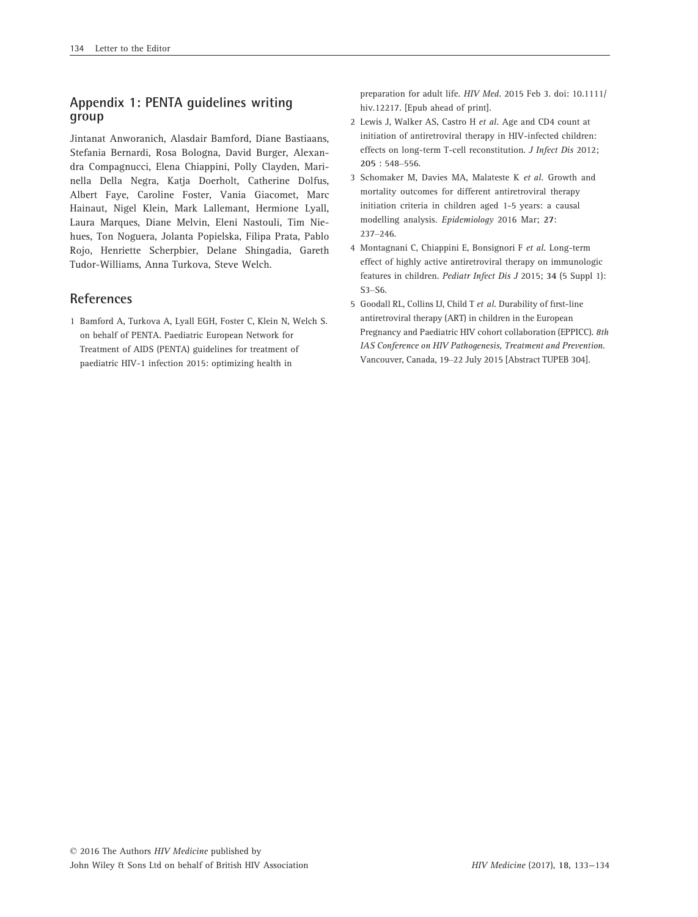## Appendix 1: PENTA guidelines writing group

Jintanat Anworanich, Alasdair Bamford, Diane Bastiaans, Stefania Bernardi, Rosa Bologna, David Burger, Alexandra Compagnucci, Elena Chiappini, Polly Clayden, Marinella Della Negra, Katja Doerholt, Catherine Dolfus, Albert Faye, Caroline Foster, Vania Giacomet, Marc Hainaut, Nigel Klein, Mark Lallemant, Hermione Lyall, Laura Marques, Diane Melvin, Eleni Nastouli, Tim Niehues, Ton Noguera, Jolanta Popielska, Filipa Prata, Pablo Rojo, Henriette Scherpbier, Delane Shingadia, Gareth Tudor-Williams, Anna Turkova, Steve Welch.

## References

1 Bamford A, Turkova A, Lyall EGH, Foster C, Klein N, Welch S. on behalf of PENTA. Paediatric European Network for Treatment of AIDS (PENTA) guidelines for treatment of paediatric HIV-1 infection 2015: optimizing health in preparation for adult life. *HIV Med*. 2015 Feb 3. doi: 10.1111/hiv.12217. [Epub ahead of print].

2 Lewis J, Walker AS, Castro H *et al*. Age and CD4 count at initiation of antiretroviral therapy in HIV-infected children: effects on long-term T-cell reconstitution. *J Infect Dis* 2012; **205** : 548–556.

3 Schomaker M, Davies MA, Malateste K *et al*. Growth and mortality outcomes for different antiretroviral therapy initiation criteria in children aged 1-5 years: a causal modelling analysis. *Epidemiology* 2016 Mar; **27**: 237–246.

4 Montagnani C, Chiappini E, Bonsignori F *et al*. Long-term effect of highly active antiretroviral therapy on immunologic features in children. *Pediatr Infect Dis J* 2015; **34** (5 Suppl 1): S3–S6.

5 Goodall RL, Collins IJ, Child T *et al*. Durability of first-line antiretroviral therapy (ART) in children in the European Pregnancy and Paediatric HIV cohort collaboration (EPPICC). *8th IAS Conference on HIV Pathogenesis, Treatment and Prevention*. Vancouver, Canada, 19–22 July 2015 [Abstract TUPEB 304].